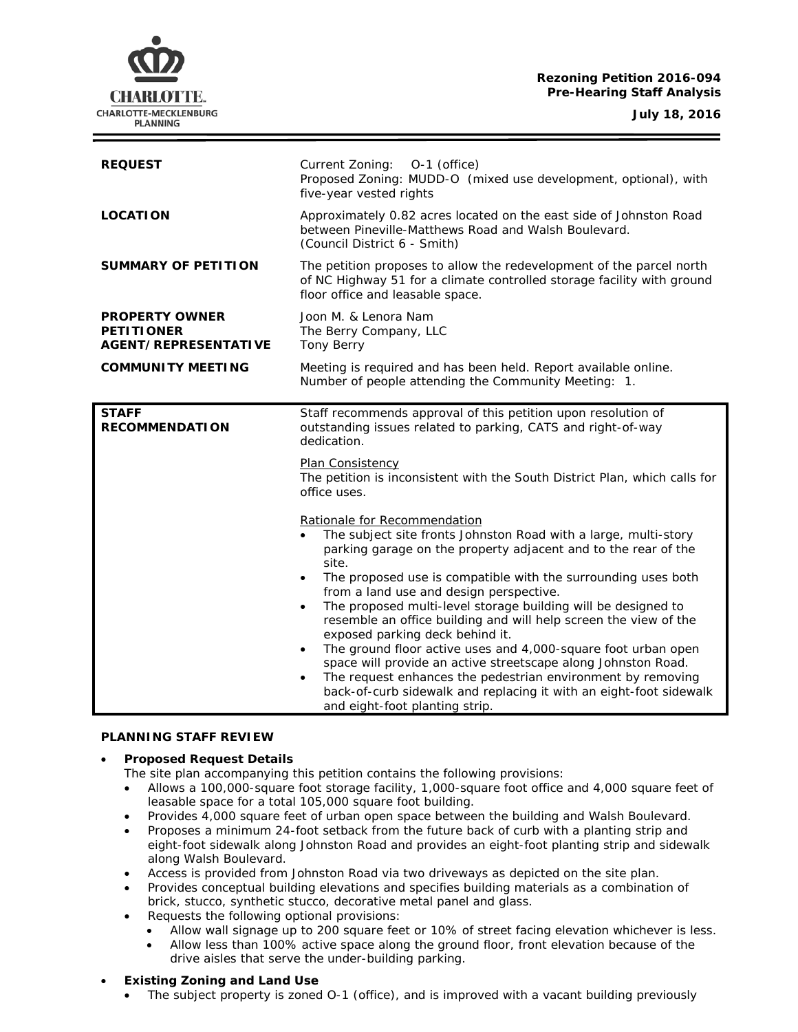**Rezoning Petition 2016-094**
**Pre-Hearing Staff Analysis**

**July 18, 2016**

| | |
|---|---|
| **REQUEST** | Current Zoning: O-1 (office)<br>Proposed Zoning: MUDD-O (mixed use development, optional), with five-year vested rights |
| **LOCATION** | Approximately 0.82 acres located on the east side of Johnston Road between Pineville-Matthews Road and Walsh Boulevard.<br>(Council District 6 - Smith) |
| **SUMMARY OF PETITION** | The petition proposes to allow the redevelopment of the parcel north of NC Highway 51 for a climate controlled storage facility with ground floor office and leasable space. |
| **PROPERTY OWNER**<br>**PETITIONER**<br>**AGENT/REPRESENTATIVE** | Joon M. & Lenora Nam<br>The Berry Company, LLC<br>Tony Berry |
| **COMMUNITY MEETING** | Meeting is required and has been held. Report available online.<br>Number of people attending the Community Meeting: 1. |

| | |
|---|---|
| **STAFF RECOMMENDATION** | Staff recommends approval of this petition upon resolution of outstanding issues related to parking, CATS and right-of-way dedication.<br><br>Plan Consistency<br>The petition is inconsistent with the South District Plan, which calls for office uses.<br><br>Rationale for Recommendation<br>• The subject site fronts Johnston Road with a large, multi-story parking garage on the property adjacent and to the rear of the site.<br>• The proposed use is compatible with the surrounding uses both from a land use and design perspective.<br>• The proposed multi-level storage building will be designed to resemble an office building and will help screen the view of the exposed parking deck behind it.<br>• The ground floor active uses and 4,000-square foot urban open space will provide an active streetscape along Johnston Road.<br>• The request enhances the pedestrian environment by removing back-of-curb sidewalk and replacing it with an eight-foot sidewalk and eight-foot planting strip. |

**PLANNING STAFF REVIEW**

- **Proposed Request Details**
  The site plan accompanying this petition contains the following provisions:
  - Allows a 100,000-square foot storage facility, 1,000-square foot office and 4,000 square feet of leasable space for a total 105,000 square foot building.
  - Provides 4,000 square feet of urban open space between the building and Walsh Boulevard.
  - Proposes a minimum 24-foot setback from the future back of curb with a planting strip and eight-foot sidewalk along Johnston Road and provides an eight-foot planting strip and sidewalk along Walsh Boulevard.
  - Access is provided from Johnston Road via two driveways as depicted on the site plan.
  - Provides conceptual building elevations and specifies building materials as a combination of brick, stucco, synthetic stucco, decorative metal panel and glass.
  - Requests the following optional provisions:
    - Allow wall signage up to 200 square feet or 10% of street facing elevation whichever is less.
    - Allow less than 100% active space along the ground floor, front elevation because of the drive aisles that serve the under-building parking.

- **Existing Zoning and Land Use**
  - The subject property is zoned O-1 (office), and is improved with a vacant building previously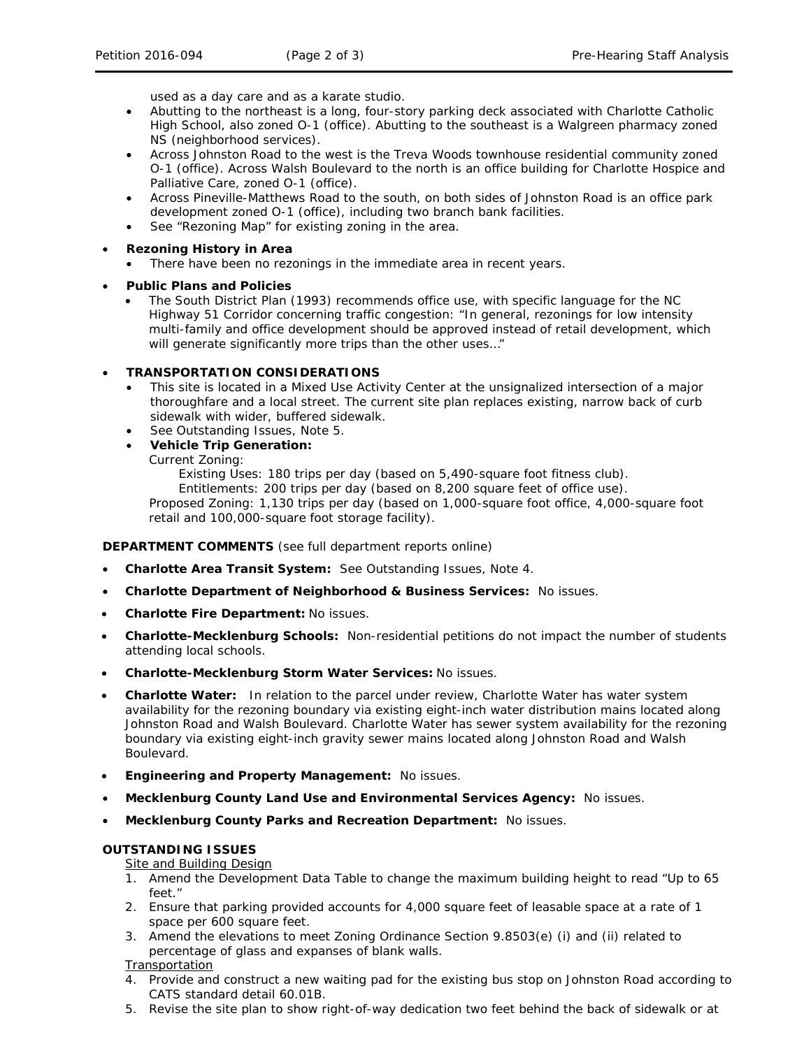used as a day care and as a karate studio.

- Abutting to the northeast is a long, four-story parking deck associated with Charlotte Catholic High School, also zoned O-1 (office). Abutting to the southeast is a Walgreen pharmacy zoned NS (neighborhood services).
- Across Johnston Road to the west is the Treva Woods townhouse residential community zoned O-1 (office). Across Walsh Boulevard to the north is an office building for Charlotte Hospice and Palliative Care, zoned O-1 (office).
- Across Pineville-Matthews Road to the south, on both sides of Johnston Road is an office park development zoned O-1 (office), including two branch bank facilities.
- See "Rezoning Map" for existing zoning in the area.

- **Rezoning History in Area**
  - There have been no rezonings in the immediate area in recent years.

- **Public Plans and Policies**
  - The South District Plan (1993) recommends office use, with specific language for the NC Highway 51 Corridor concerning traffic congestion: "In general, rezonings for low intensity multi-family and office development should be approved instead of retail development, which will generate significantly more trips than the other uses…"

- **TRANSPORTATION CONSIDERATIONS**
  - This site is located in a Mixed Use Activity Center at the unsignalized intersection of a major thoroughfare and a local street. The current site plan replaces existing, narrow back of curb sidewalk with wider, buffered sidewalk.
  - See Outstanding Issues, Note 5.
  - **Vehicle Trip Generation:**
    Current Zoning:
      Existing Uses: 180 trips per day (based on 5,490-square foot fitness club).
      Entitlements: 200 trips per day (based on 8,200 square feet of office use).
    Proposed Zoning: 1,130 trips per day (based on 1,000-square foot office, 4,000-square foot retail and 100,000-square foot storage facility).

**DEPARTMENT COMMENTS** (see full department reports online)

- **Charlotte Area Transit System:** See Outstanding Issues, Note 4.
- **Charlotte Department of Neighborhood & Business Services:** No issues.
- **Charlotte Fire Department:** No issues.
- **Charlotte-Mecklenburg Schools:** Non-residential petitions do not impact the number of students attending local schools.
- **Charlotte-Mecklenburg Storm Water Services:** No issues.
- **Charlotte Water:** In relation to the parcel under review, Charlotte Water has water system availability for the rezoning boundary via existing eight-inch water distribution mains located along Johnston Road and Walsh Boulevard. Charlotte Water has sewer system availability for the rezoning boundary via existing eight-inch gravity sewer mains located along Johnston Road and Walsh Boulevard.
- **Engineering and Property Management:** No issues.
- **Mecklenburg County Land Use and Environmental Services Agency:** No issues.
- **Mecklenburg County Parks and Recreation Department:** No issues.

**OUTSTANDING ISSUES**

Site and Building Design

1. Amend the Development Data Table to change the maximum building height to read "Up to 65 feet."
2. Ensure that parking provided accounts for 4,000 square feet of leasable space at a rate of 1 space per 600 square feet.
3. Amend the elevations to meet Zoning Ordinance Section 9.8503(e) (i) and (ii) related to percentage of glass and expanses of blank walls.

Transportation

4. Provide and construct a new waiting pad for the existing bus stop on Johnston Road according to CATS standard detail 60.01B.
5. Revise the site plan to show right-of-way dedication two feet behind the back of sidewalk or at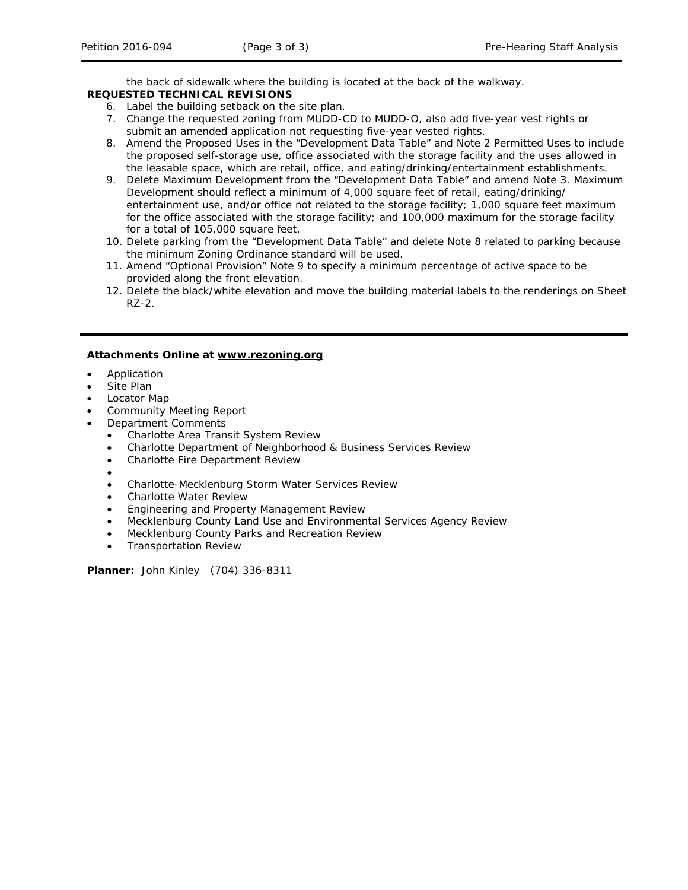the back of sidewalk where the building is located at the back of the walkway.

**REQUESTED TECHNICAL REVISIONS**

6. Label the building setback on the site plan.
7. Change the requested zoning from MUDD-CD to MUDD-O, also add five-year vest rights or submit an amended application not requesting five-year vested rights.
8. Amend the Proposed Uses in the "Development Data Table" and Note 2 Permitted Uses to include the proposed self-storage use, office associated with the storage facility and the uses allowed in the leasable space, which are retail, office, and eating/drinking/entertainment establishments.
9. Delete Maximum Development from the "Development Data Table" and amend Note 3. Maximum Development should reflect a minimum of 4,000 square feet of retail, eating/drinking/ entertainment use, and/or office not related to the storage facility; 1,000 square feet maximum for the office associated with the storage facility; and 100,000 maximum for the storage facility for a total of 105,000 square feet.
10. Delete parking from the "Development Data Table" and delete Note 8 related to parking because the minimum Zoning Ordinance standard will be used.
11. Amend "Optional Provision" Note 9 to specify a minimum percentage of active space to be provided along the front elevation.
12. Delete the black/white elevation and move the building material labels to the renderings on Sheet RZ-2.

---

**Attachments Online at www.rezoning.org**

- Application
- Site Plan
- Locator Map
- Community Meeting Report
- Department Comments
  - Charlotte Area Transit System Review
  - Charlotte Department of Neighborhood & Business Services Review
  - Charlotte Fire Department Review
  - 
  - Charlotte-Mecklenburg Storm Water Services Review
  - Charlotte Water Review
  - Engineering and Property Management Review
  - Mecklenburg County Land Use and Environmental Services Agency Review
  - Mecklenburg County Parks and Recreation Review
  - Transportation Review

**Planner:** John Kinley (704) 336-8311